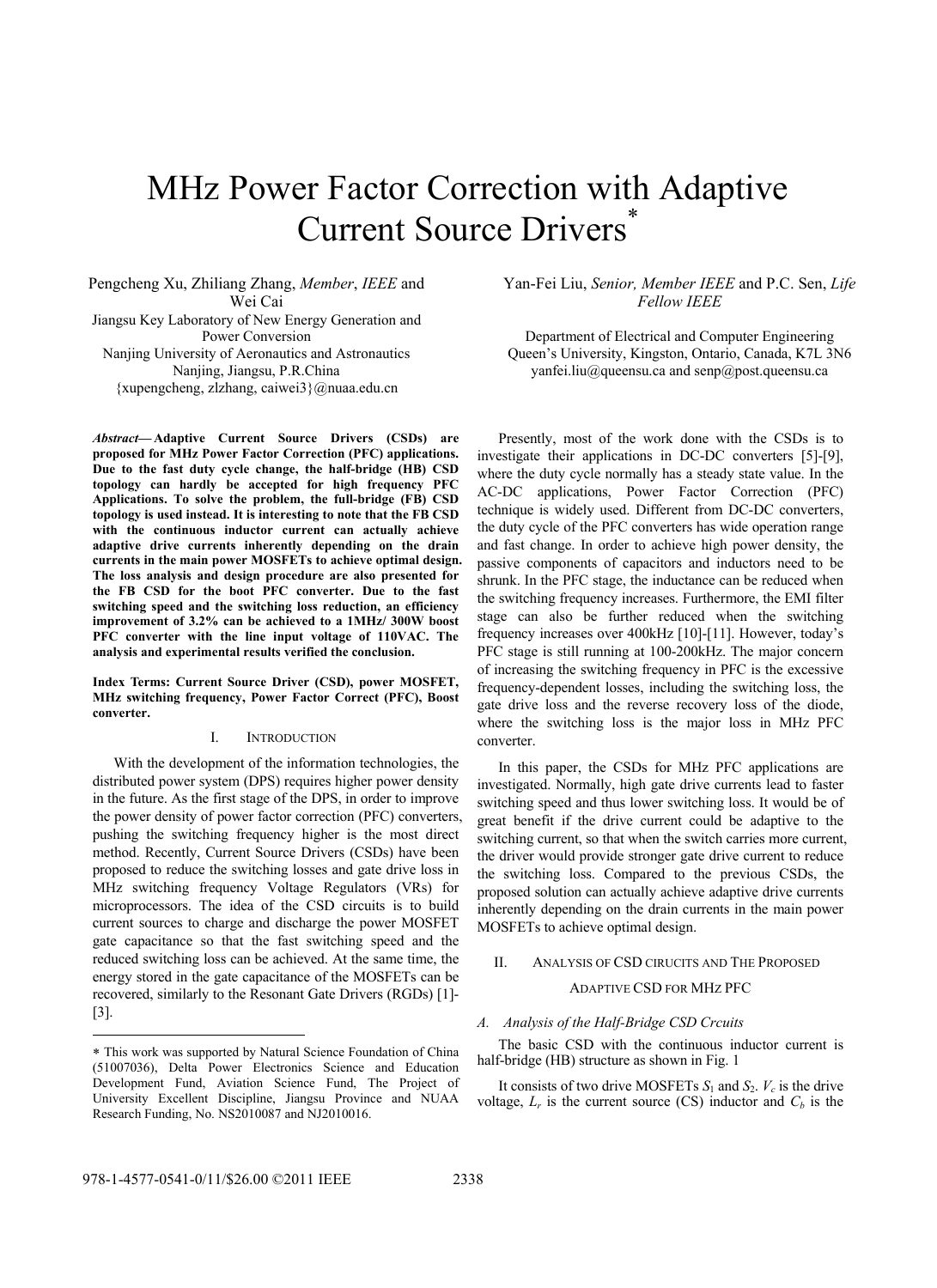# MHz Power Factor Correction with Adaptive Current Source Drivers*

Pengcheng Xu, Zhiliang Zhang, *Member*, *IEEE* and Wei Cai
Jiangsu Key Laboratory of New Energy Generation and Power Conversion
Nanjing University of Aeronautics and Astronautics
Nanjing, Jiangsu, P.R.China
{xupengcheng, zlzhang, caiwei3}@nuaa.edu.cn

Yan-Fei Liu, *Senior, Member IEEE* and P.C. Sen, *Life Fellow IEEE*

Department of Electrical and Computer Engineering
Queen's University, Kingston, Ontario, Canada, K7L 3N6
yanfei.liu@queensu.ca and senp@post.queensu.ca

***Abstract*— Adaptive Current Source Drivers (CSDs) are proposed for MHz Power Factor Correction (PFC) applications. Due to the fast duty cycle change, the half-bridge (HB) CSD topology can hardly be accepted for high frequency PFC Applications. To solve the problem, the full-bridge (FB) CSD topology is used instead. It is interesting to note that the FB CSD with the continuous inductor current can actually achieve adaptive drive currents inherently depending on the drain currents in the main power MOSFETs to achieve optimal design. The loss analysis and design procedure are also presented for the FB CSD for the boot PFC converter. Due to the fast switching speed and the switching loss reduction, an efficiency improvement of 3.2% can be achieved to a 1MHz/ 300W boost PFC converter with the line input voltage of 110VAC. The analysis and experimental results verified the conclusion.**

**Index Terms: Current Source Driver (CSD), power MOSFET, MHz switching frequency, Power Factor Correct (PFC), Boost converter.**

## I. INTRODUCTION

With the development of the information technologies, the distributed power system (DPS) requires higher power density in the future. As the first stage of the DPS, in order to improve the power density of power factor correction (PFC) converters, pushing the switching frequency higher is the most direct method. Recently, Current Source Drivers (CSDs) have been proposed to reduce the switching losses and gate drive loss in MHz switching frequency Voltage Regulators (VRs) for microprocessors. The idea of the CSD circuits is to build current sources to charge and discharge the power MOSFET gate capacitance so that the fast switching speed and the reduced switching loss can be achieved. At the same time, the energy stored in the gate capacitance of the MOSFETs can be recovered, similarly to the Resonant Gate Drivers (RGDs) [1]-[3].

Presently, most of the work done with the CSDs is to investigate their applications in DC-DC converters [5]-[9], where the duty cycle normally has a steady state value. In the AC-DC applications, Power Factor Correction (PFC) technique is widely used. Different from DC-DC converters, the duty cycle of the PFC converters has wide operation range and fast change. In order to achieve high power density, the passive components of capacitors and inductors need to be shrunk. In the PFC stage, the inductance can be reduced when the switching frequency increases. Furthermore, the EMI filter stage can also be further reduced when the switching frequency increases over 400kHz [10]-[11]. However, today's PFC stage is still running at 100-200kHz. The major concern of increasing the switching frequency in PFC is the excessive frequency-dependent losses, including the switching loss, the gate drive loss and the reverse recovery loss of the diode, where the switching loss is the major loss in MHz PFC converter.

In this paper, the CSDs for MHz PFC applications are investigated. Normally, high gate drive currents lead to faster switching speed and thus lower switching loss. It would be of great benefit if the drive current could be adaptive to the switching current, so that when the switch carries more current, the driver would provide stronger gate drive current to reduce the switching loss. Compared to the previous CSDs, the proposed solution can actually achieve adaptive drive currents inherently depending on the drain currents in the main power MOSFETs to achieve optimal design.

## II. ANALYSIS OF CSD CIRUCITS AND THE PROPOSED ADAPTIVE CSD FOR MHZ PFC

### *A. Analysis of the Half-Bridge CSD Crcuits*

The basic CSD with the continuous inductor current is half-bridge (HB) structure as shown in Fig. 1

It consists of two drive MOSFETs $S_1$ and $S_2$. $V_c$ is the drive voltage, $L_r$ is the current source (CS) inductor and $C_b$ is the

* This work was supported by Natural Science Foundation of China (51007036), Delta Power Electronics Science and Education Development Fund, Aviation Science Fund, The Project of University Excellent Discipline, Jiangsu Province and NUAA Research Funding, No. NS2010087 and NJ2010016.

978-1-4577-0541-0/11/$26.00 ©2011 IEEE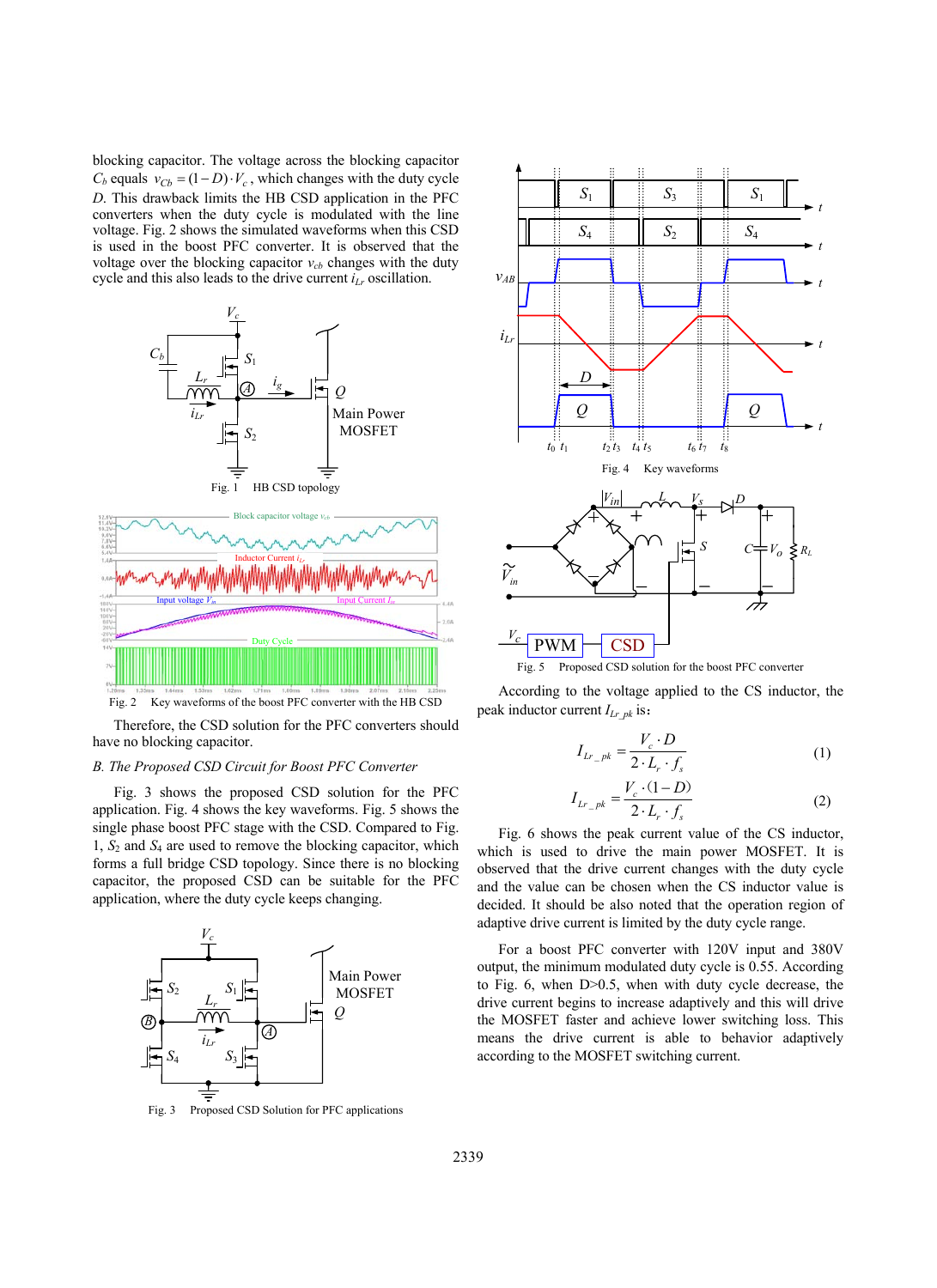blocking capacitor. The voltage across the blocking capacitor $C_b$ equals $v_{Cb} = (1-D)\cdot V_c$, which changes with the duty cycle $D$. This drawback limits the HB CSD application in the PFC converters when the duty cycle is modulated with the line voltage. Fig. 2 shows the simulated waveforms when this CSD is used in the boost PFC converter. It is observed that the voltage over the blocking capacitor $v_{cb}$ changes with the duty cycle and this also leads to the drive current $i_{Lr}$ oscillation.

Fig. 1 HB CSD topology

Fig. 2 Key waveforms of the boost PFC converter with the HB CSD

Therefore, the CSD solution for the PFC converters should have no blocking capacitor.

*B. The Proposed CSD Circuit for Boost PFC Converter*

Fig. 3 shows the proposed CSD solution for the PFC application. Fig. 4 shows the key waveforms. Fig. 5 shows the single phase boost PFC stage with the CSD. Compared to Fig. 1, $S_2$ and $S_4$ are used to remove the blocking capacitor, which forms a full bridge CSD topology. Since there is no blocking capacitor, the proposed CSD can be suitable for the PFC application, where the duty cycle keeps changing.

Fig. 3 Proposed CSD Solution for PFC applications

Fig. 4 Key waveforms

Fig. 5 Proposed CSD solution for the boost PFC converter

According to the voltage applied to the CS inductor, the peak inductor current $I_{Lr\_pk}$ is:

$$I_{Lr\_pk} = \frac{V_c \cdot D}{2 \cdot L_r \cdot f_s} \tag{1}$$

$$I_{Lr\_pk} = \frac{V_c \cdot (1-D)}{2 \cdot L_r \cdot f_s} \tag{2}$$

Fig. 6 shows the peak current value of the CS inductor, which is used to drive the main power MOSFET. It is observed that the drive current changes with the duty cycle and the value can be chosen when the CS inductor value is decided. It should be also noted that the operation region of adaptive drive current is limited by the duty cycle range.

For a boost PFC converter with 120V input and 380V output, the minimum modulated duty cycle is 0.55. According to Fig. 6, when D>0.5, when with duty cycle decrease, the drive current begins to increase adaptively and this will drive the MOSFET faster and achieve lower switching loss. This means the drive current is able to behavior adaptively according to the MOSFET switching current.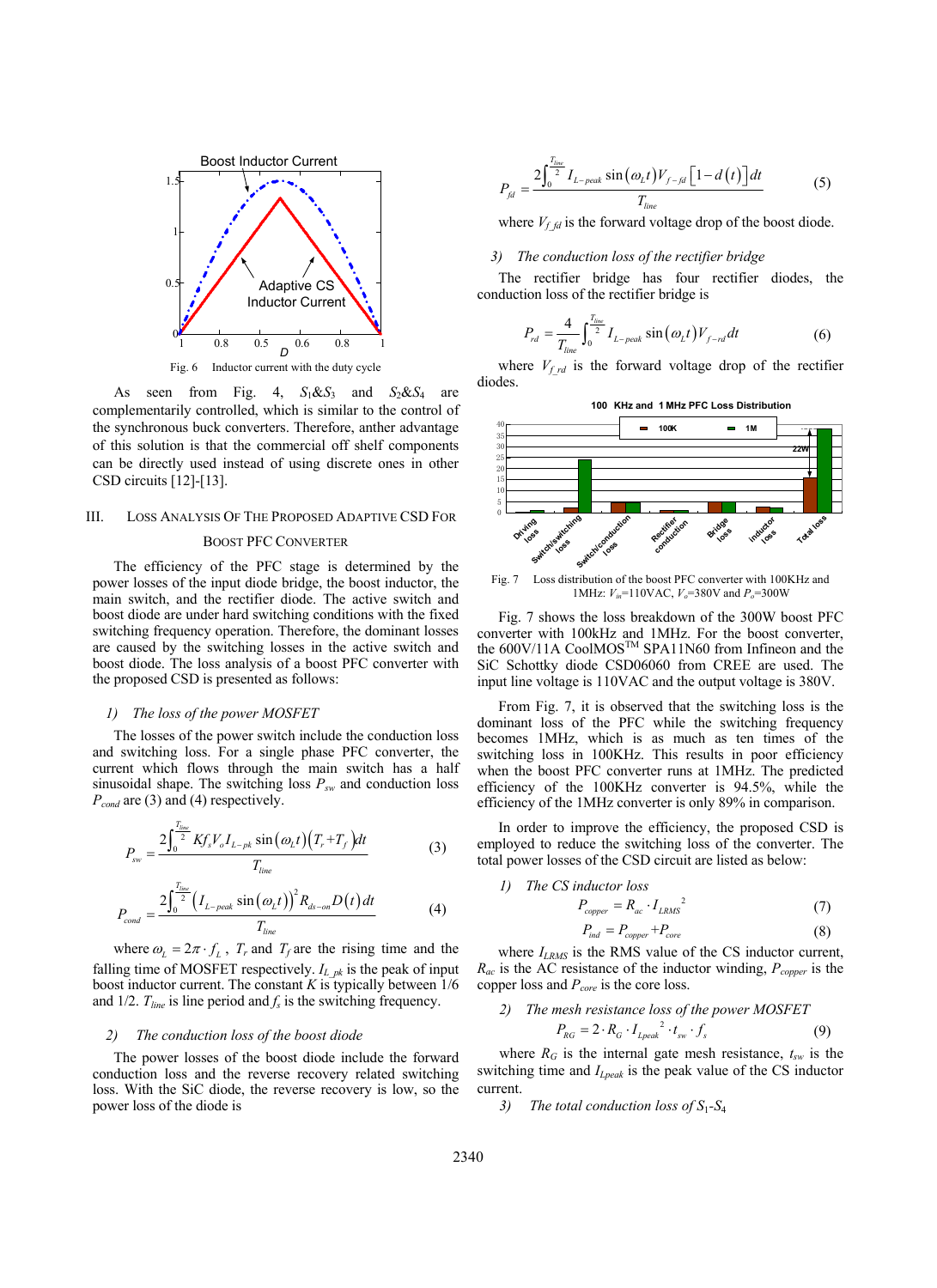Fig. 6 Inductor current with the duty cycle

As seen from Fig. 4, $S_1$&$S_3$ and $S_2$&$S_4$ are complementarily controlled, which is similar to the control of the synchronous buck converters. Therefore, anther advantage of this solution is that the commercial off shelf components can be directly used instead of using discrete ones in other CSD circuits [12]-[13].

## III. Loss Analysis Of The Proposed Adaptive CSD For Boost PFC Converter

The efficiency of the PFC stage is determined by the power losses of the input diode bridge, the boost inductor, the main switch, and the rectifier diode. The active switch and boost diode are under hard switching conditions with the fixed switching frequency operation. Therefore, the dominant losses are caused by the switching losses in the active switch and boost diode. The loss analysis of a boost PFC converter with the proposed CSD is presented as follows:

### *1) The loss of the power MOSFET*

The losses of the power switch include the conduction loss and switching loss. For a single phase PFC converter, the current which flows through the main switch has a half sinusoidal shape. The switching loss $P_{sw}$ and conduction loss $P_{cond}$ are (3) and (4) respectively.

$$P_{sw} = \frac{2\int_0^{\frac{T_{line}}{2}} K f_s V_o I_{L-pk} \sin(\omega_L t)(T_r + T_f) dt}{T_{line}} \tag{3}$$

$$P_{cond} = \frac{2\int_0^{\frac{T_{line}}{2}} \left(I_{L-peak} \sin(\omega_L t)\right)^2 R_{ds-on} D(t)\, dt}{T_{line}} \tag{4}$$

where $\omega_L = 2\pi \cdot f_L$, $T_r$ and $T_f$ are the rising time and the falling time of MOSFET respectively. $I_{L\_pk}$ is the peak of input boost inductor current. The constant $K$ is typically between 1/6 and 1/2. $T_{line}$ is line period and $f_s$ is the switching frequency.

### *2) The conduction loss of the boost diode*

The power losses of the boost diode include the forward conduction loss and the reverse recovery related switching loss. With the SiC diode, the reverse recovery is low, so the power loss of the diode is

$$P_{fd} = \frac{2\int_0^{\frac{T_{line}}{2}} I_{L-peak} \sin(\omega_L t) V_{f-fd} \left[1 - d(t)\right] dt}{T_{line}} \tag{5}$$

where $V_{f\_fd}$ is the forward voltage drop of the boost diode.

### *3) The conduction loss of the rectifier bridge*

The rectifier bridge has four rectifier diodes, the conduction loss of the rectifier bridge is

$$P_{rd} = \frac{4}{T_{line}} \int_0^{\frac{T_{line}}{2}} I_{L-peak} \sin(\omega_L t) V_{f-rd}\, dt \tag{6}$$

where $V_{f\_rd}$ is the forward voltage drop of the rectifier diodes.

Fig. 7 Loss distribution of the boost PFC converter with 100KHz and 1MHz: $V_{in}$=110VAC, $V_o$=380V and $P_o$=300W

Fig. 7 shows the loss breakdown of the 300W boost PFC converter with 100kHz and 1MHz. For the boost converter, the 600V/11A CoolMOS[TM] SPA11N60 from Infineon and the SiC Schottky diode CSD06060 from CREE are used. The input line voltage is 110VAC and the output voltage is 380V.

From Fig. 7, it is observed that the switching loss is the dominant loss of the PFC while the switching frequency becomes 1MHz, which is as much as ten times of the switching loss in 100KHz. This results in poor efficiency when the boost PFC converter runs at 1MHz. The predicted efficiency of the 100KHz converter is 94.5%, while the efficiency of the 1MHz converter is only 89% in comparison.

In order to improve the efficiency, the proposed CSD is employed to reduce the switching loss of the converter. The total power losses of the CSD circuit are listed as below:

### *1) The CS inductor loss*

$$P_{copper} = R_{ac} \cdot I_{LRMS}^{\ 2} \tag{7}$$

$$P_{ind} = P_{copper} + P_{core} \tag{8}$$

where $I_{LRMS}$ is the RMS value of the CS inductor current, $R_{ac}$ is the AC resistance of the inductor winding, $P_{copper}$ is the copper loss and $P_{core}$ is the core loss.

### *2) The mesh resistance loss of the power MOSFET*

$$P_{RG} = 2 \cdot R_G \cdot I_{Lpeak}^{\ 2} \cdot t_{sw} \cdot f_s \tag{9}$$

where $R_G$ is the internal gate mesh resistance, $t_{sw}$ is the switching time and $I_{Lpeak}$ is the peak value of the CS inductor current.

### *3) The total conduction loss of $S_1$-$S_4$*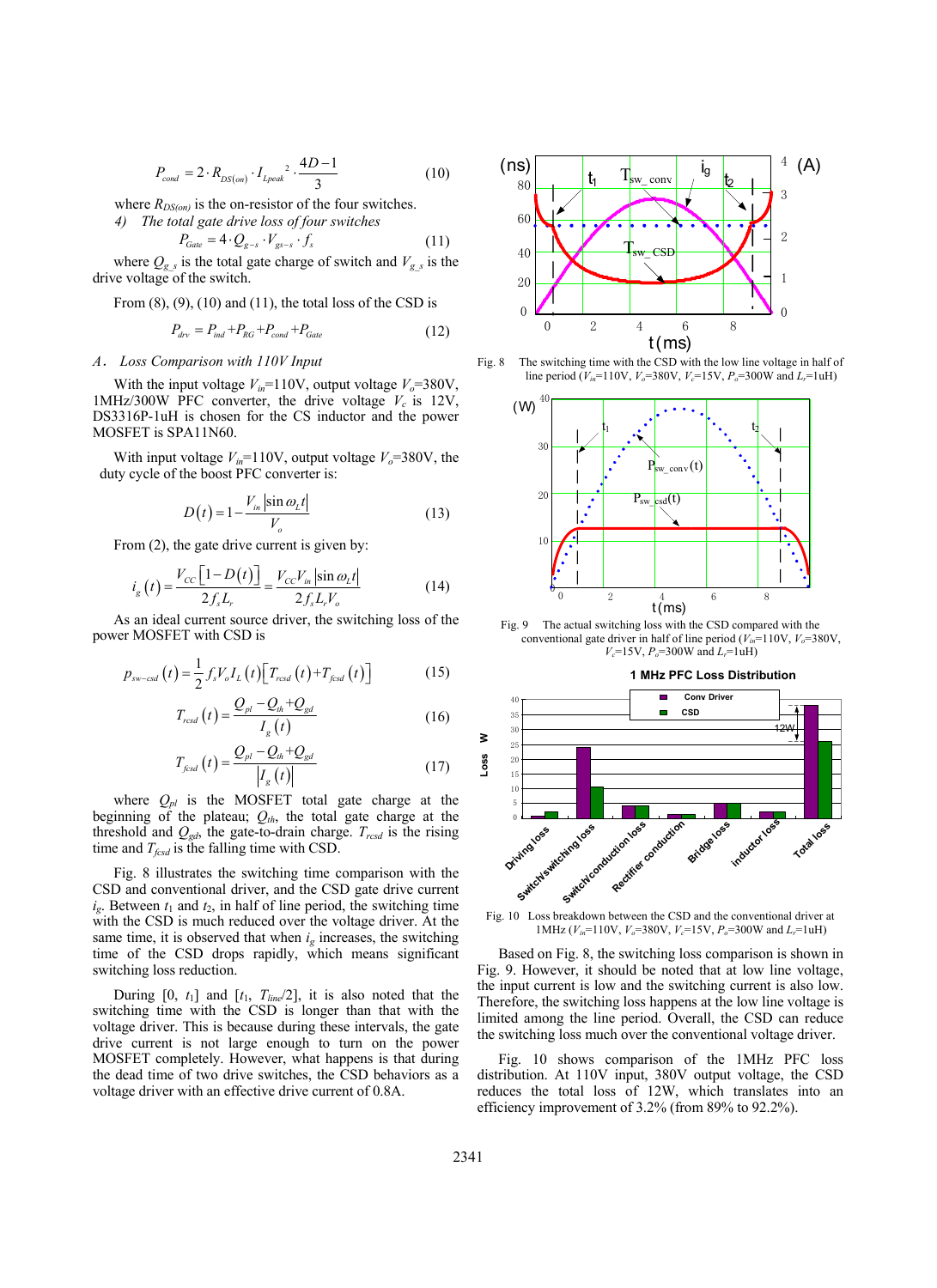$$P_{cond} = 2 \cdot R_{DS(on)} \cdot I_{Lpeak}{}^2 \cdot \frac{4D-1}{3} \tag{10}$$

where $R_{DS(on)}$ is the on-resistor of the four switches.

*4) The total gate drive loss of four switches*

$$P_{Gate} = 4 \cdot Q_{g-s} \cdot V_{gs-s} \cdot f_s \tag{11}$$

where $Q_{g\_s}$ is the total gate charge of switch and $V_{g\_s}$ is the drive voltage of the switch.

From (8), (9), (10) and (11), the total loss of the CSD is

$$P_{drv} = P_{ind} + P_{RG} + P_{cond} + P_{Gate} \tag{12}$$

*A. Loss Comparison with 110V Input*

With the input voltage $V_{in}$=110V, output voltage $V_o$=380V, 1MHz/300W PFC converter, the drive voltage $V_c$ is 12V, DS3316P-1uH is chosen for the CS inductor and the power MOSFET is SPA11N60.

With input voltage $V_{in}$=110V, output voltage $V_o$=380V, the duty cycle of the boost PFC converter is:

$$D(t) = 1 - \frac{V_{in}\left|\sin \omega_L t\right|}{V_o} \tag{13}$$

From (2), the gate drive current is given by:

$$i_g(t) = \frac{V_{CC}\left[1-D(t)\right]}{2 f_s L_r} = \frac{V_{CC} V_{in}\left|\sin \omega_L t\right|}{2 f_s L_r V_o} \tag{14}$$

As an ideal current source driver, the switching loss of the power MOSFET with CSD is

$$p_{sw-csd}(t) = \frac{1}{2} f_s V_o I_L(t)\left[T_{rcsd}(t) + T_{fcsd}(t)\right] \tag{15}$$

$$T_{rcsd}(t) = \frac{Q_{pl} - Q_{th} + Q_{gd}}{I_g(t)} \tag{16}$$

$$T_{fcsd}(t) = \frac{Q_{pl} - Q_{th} + Q_{gd}}{\left|I_g(t)\right|} \tag{17}$$

where $Q_{pl}$ is the MOSFET total gate charge at the beginning of the plateau; $Q_{th}$, the total gate charge at the threshold and $Q_{gd}$, the gate-to-drain charge. $T_{rcsd}$ is the rising time and $T_{fcsd}$ is the falling time with CSD.

Fig. 8 illustrates the switching time comparison with the CSD and conventional driver, and the CSD gate drive current $i_g$. Between $t_1$ and $t_2$, in half of line period, the switching time with the CSD is much reduced over the voltage driver. At the same time, it is observed that when $i_g$ increases, the switching time of the CSD drops rapidly, which means significant switching loss reduction.

During [0, $t_1$] and [$t_1$, $T_{line}$/2], it is also noted that the switching time with the CSD is longer than that with the voltage driver. This is because during these intervals, the gate drive current is not large enough to turn on the power MOSFET completely. However, what happens is that during the dead time of two drive switches, the CSD behaviors as a voltage driver with an effective drive current of 0.8A.

Fig. 8 The switching time with the CSD with the low line voltage in half of line period ($V_{in}$=110V, $V_o$=380V, $V_c$=15V, $P_o$=300W and $L_r$=1uH)

Fig. 9 The actual switching loss with the CSD compared with the conventional gate driver in half of line period ($V_{in}$=110V, $V_o$=380V, $V_c$=15V, $P_o$=300W and $L_r$=1uH)

Fig. 10 Loss breakdown between the CSD and the conventional driver at 1MHz ($V_{in}$=110V, $V_o$=380V, $V_c$=15V, $P_o$=300W and $L_r$=1uH)

Based on Fig. 8, the switching loss comparison is shown in Fig. 9. However, it should be noted that at low line voltage, the input current is low and the switching current is also low. Therefore, the switching loss happens at the low line voltage is limited among the line period. Overall, the CSD can reduce the switching loss much over the conventional voltage driver.

Fig. 10 shows comparison of the 1MHz PFC loss distribution. At 110V input, 380V output voltage, the CSD reduces the total loss of 12W, which translates into an efficiency improvement of 3.2% (from 89% to 92.2%).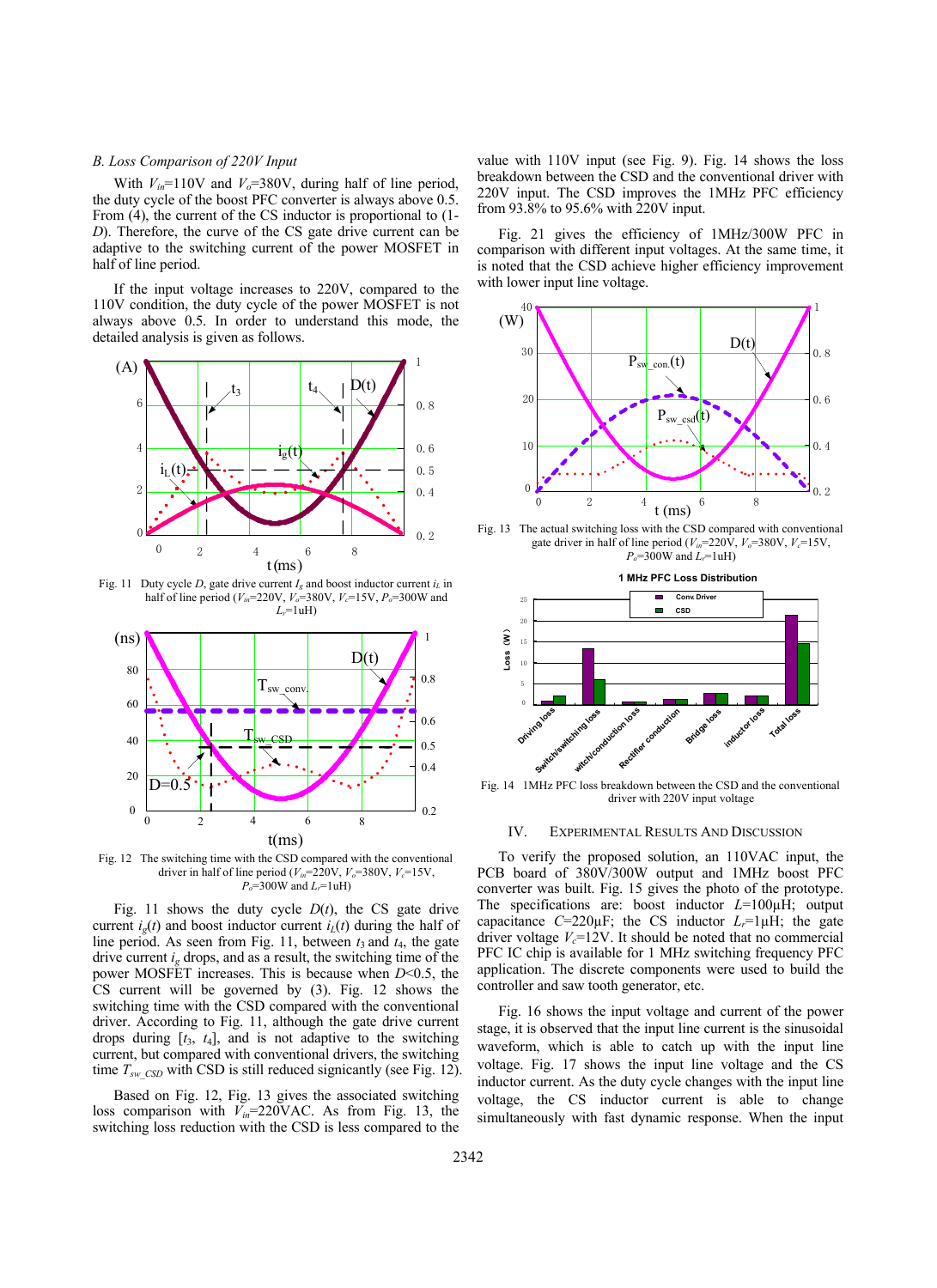### B. Loss Comparison of 220V Input

With $V_{in}$=110V and $V_o$=380V, during half of line period, the duty cycle of the boost PFC converter is always above 0.5. From (4), the current of the CS inductor is proportional to (1-$D$). Therefore, the curve of the CS gate drive current can be adaptive to the switching current of the power MOSFET in half of line period.

If the input voltage increases to 220V, compared to the 110V condition, the duty cycle of the power MOSFET is not always above 0.5. In order to understand this mode, the detailed analysis is given as follows.

Fig. 11 Duty cycle $D$, gate drive current $I_g$ and boost inductor current $i_L$ in half of line period ($V_{in}$=220V, $V_o$=380V, $V_c$=15V, $P_o$=300W and $L_r$=1uH)

Fig. 12 The switching time with the CSD compared with the conventional driver in half of line period ($V_{in}$=220V, $V_o$=380V, $V_c$=15V, $P_o$=300W and $L_r$=1uH)

Fig. 11 shows the duty cycle $D(t)$, the CS gate drive current $i_g(t)$ and boost inductor current $i_L(t)$ during the half of line period. As seen from Fig. 11, between $t_3$ and $t_4$, the gate drive current $i_g$ drops, and as a result, the switching time of the power MOSFET increases. This is because when $D$<0.5, the CS current will be governed by (3). Fig. 12 shows the switching time with the CSD compared with the conventional driver. According to Fig. 11, although the gate drive current drops during [$t_3$, $t_4$], and is not adaptive to the switching current, but compared with conventional drivers, the switching time $T_{sw\_CSD}$ with CSD is still reduced signicantly (see Fig. 12).

Based on Fig. 12, Fig. 13 gives the associated switching loss comparison with $V_{in}$=220VAC. As from Fig. 13, the switching loss reduction with the CSD is less compared to the value with 110V input (see Fig. 9). Fig. 14 shows the loss breakdown between the CSD and the conventional driver with 220V input. The CSD improves the 1MHz PFC efficiency from 93.8% to 95.6% with 220V input.

Fig. 21 gives the efficiency of 1MHz/300W PFC in comparison with different input voltages. At the same time, it is noted that the CSD achieve higher efficiency improvement with lower input line voltage.

Fig. 13 The actual switching loss with the CSD compared with conventional gate driver in half of line period ($V_{in}$=220V, $V_o$=380V, $V_c$=15V, $P_o$=300W and $L_r$=1uH)

Fig. 14 1MHz PFC loss breakdown between the CSD and the conventional driver with 220V input voltage

## IV. Experimental Results and Discussion

To verify the proposed solution, an 110VAC input, the PCB board of 380V/300W output and 1MHz boost PFC converter was built. Fig. 15 gives the photo of the prototype. The specifications are: boost inductor $L$=100μH; output capacitance $C$=220μF; the CS inductor $L_r$=1μH; the gate driver voltage $V_c$=12V. It should be noted that no commercial PFC IC chip is available for 1 MHz switching frequency PFC application. The discrete components were used to build the controller and saw tooth generator, etc.

Fig. 16 shows the input voltage and current of the power stage, it is observed that the input line current is the sinusoidal waveform, which is able to catch up with the input line voltage. Fig. 17 shows the input line voltage and the CS inductor current. As the duty cycle changes with the input line voltage, the CS inductor current is able to change simultaneously with fast dynamic response. When the input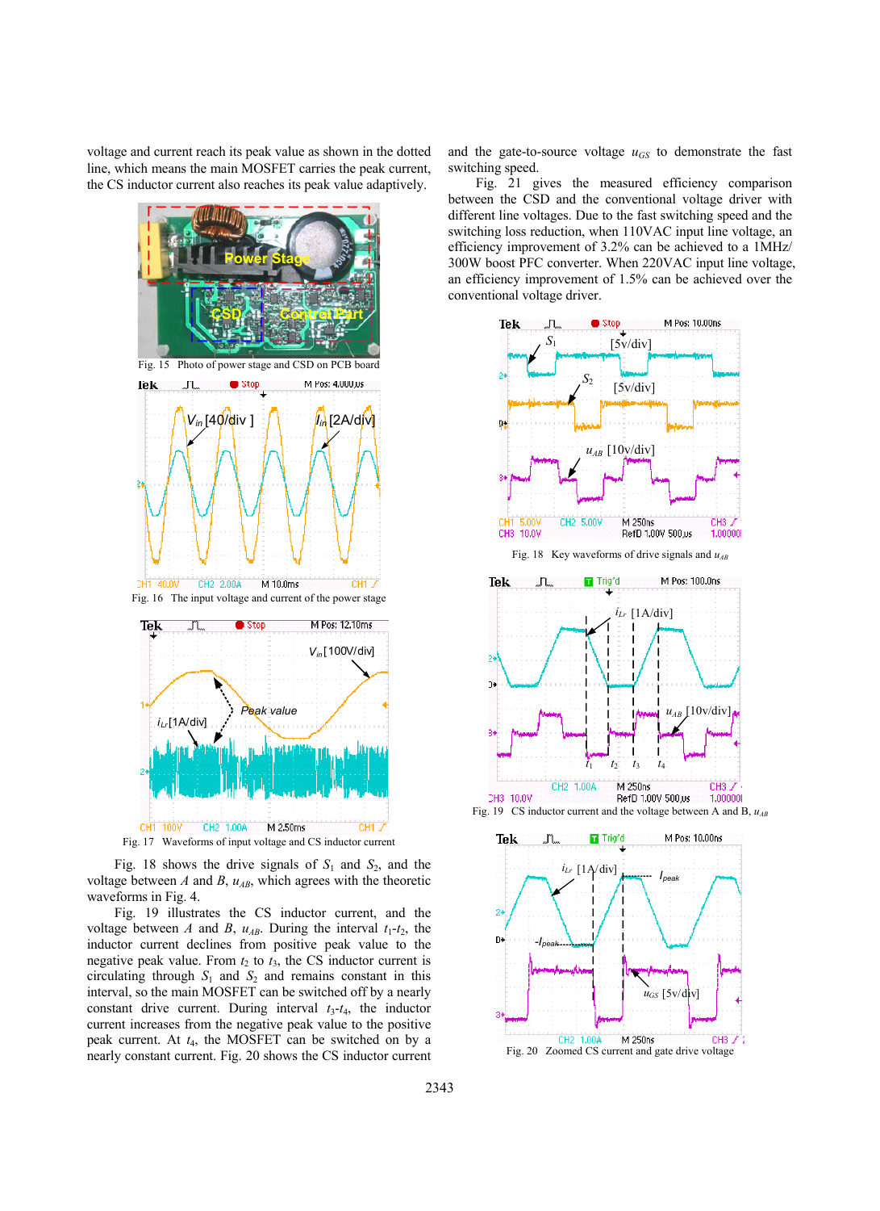voltage and current reach its peak value as shown in the dotted line, which means the main MOSFET carries the peak current, the CS inductor current also reaches its peak value adaptively.

Fig. 15 Photo of power stage and CSD on PCB board

Fig. 16 The input voltage and current of the power stage

Fig. 17 Waveforms of input voltage and CS inductor current

Fig. 18 shows the drive signals of $S_1$ and $S_2$, and the voltage between $A$ and $B$, $u_{AB}$, which agrees with the theoretic waveforms in Fig. 4.

Fig. 19 illustrates the CS inductor current, and the voltage between $A$ and $B$, $u_{AB}$. During the interval $t_1$-$t_2$, the inductor current declines from positive peak value to the negative peak value. From $t_2$ to $t_3$, the CS inductor current is circulating through $S_1$ and $S_2$ and remains constant in this interval, so the main MOSFET can be switched off by a nearly constant drive current. During interval $t_3$-$t_4$, the inductor current increases from the negative peak value to the positive peak current. At $t_4$, the MOSFET can be switched on by a nearly constant current. Fig. 20 shows the CS inductor current and the gate-to-source voltage $u_{GS}$ to demonstrate the fast switching speed.

Fig. 21 gives the measured efficiency comparison between the CSD and the conventional voltage driver with different line voltages. Due to the fast switching speed and the switching loss reduction, when 110VAC input line voltage, an efficiency improvement of 3.2% can be achieved to a 1MHz/ 300W boost PFC converter. When 220VAC input line voltage, an efficiency improvement of 1.5% can be achieved over the conventional voltage driver.

Fig. 18 Key waveforms of drive signals and $u_{AB}$

Fig. 19 CS inductor current and the voltage between A and B, $u_{AB}$

Fig. 20 Zoomed CS current and gate drive voltage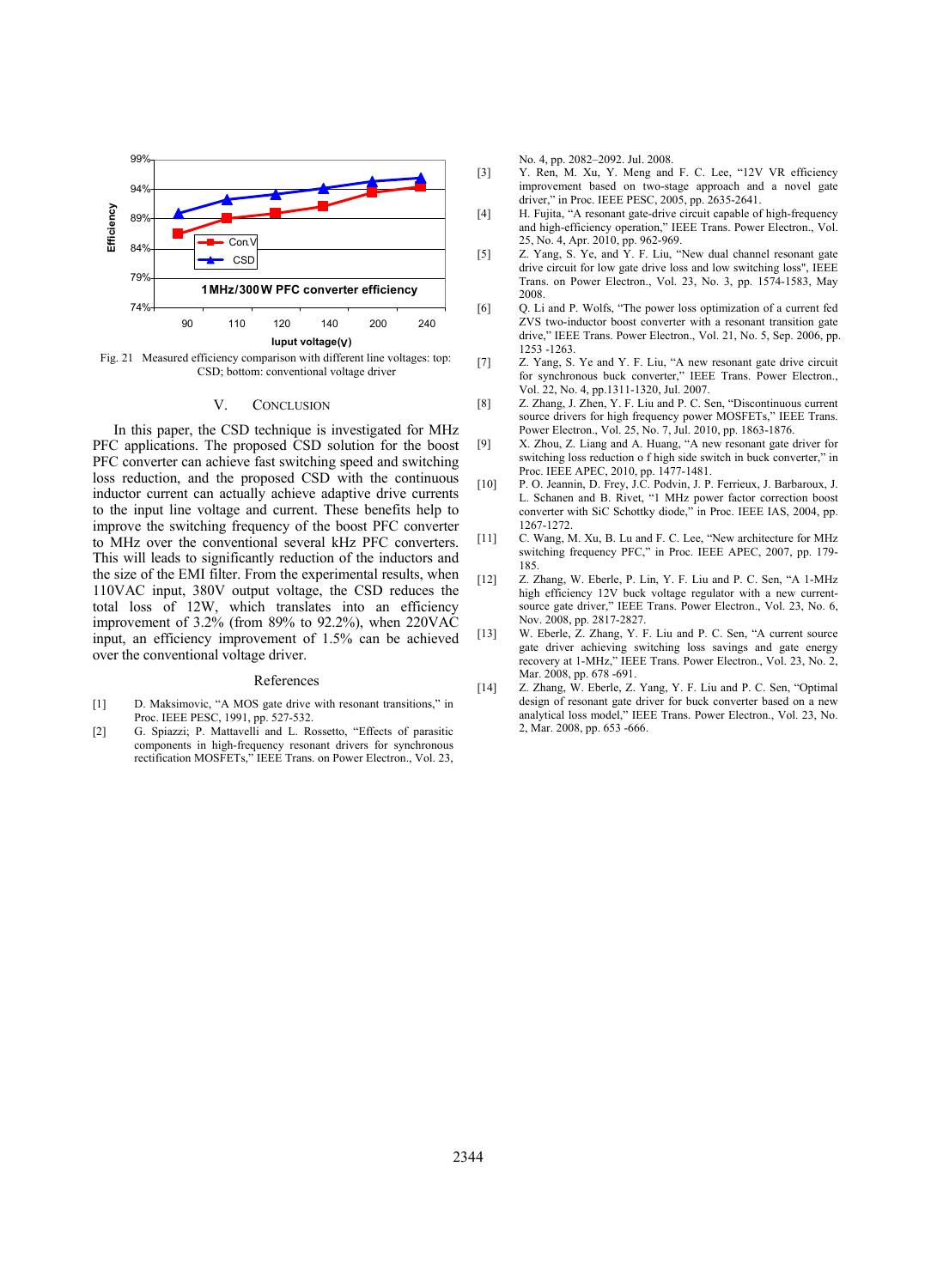99%
94%
89%
84%
79%
74%
Efficiency
Con.V
CSD
1MHz/300W PFC converter efficiency
90
110
120
140
200
240
Iuput voltage(V)

Fig. 21 Measured efficiency comparison with different line voltages: top: CSD; bottom: conventional voltage driver

## V. CONCLUSION

In this paper, the CSD technique is investigated for MHz PFC applications. The proposed CSD solution for the boost PFC converter can achieve fast switching speed and switching loss reduction, and the proposed CSD with the continuous inductor current can actually achieve adaptive drive currents to the input line voltage and current. These benefits help to improve the switching frequency of the boost PFC converter to MHz over the conventional several kHz PFC converters. This will leads to significantly reduction of the inductors and the size of the EMI filter. From the experimental results, when 110VAC input, 380V output voltage, the CSD reduces the total loss of 12W, which translates into an efficiency improvement of 3.2% (from 89% to 92.2%), when 220VAC input, an efficiency improvement of 1.5% can be achieved over the conventional voltage driver.

## References

[1] D. Maksimovic, "A MOS gate drive with resonant transitions," in Proc. IEEE PESC, 1991, pp. 527-532.

[2] G. Spiazzi; P. Mattavelli and L. Rossetto, "Effects of parasitic components in high-frequency resonant drivers for synchronous rectification MOSFETs," IEEE Trans. on Power Electron., Vol. 23, No. 4, pp. 2082–2092. Jul. 2008.

[3] Y. Ren, M. Xu, Y. Meng and F. C. Lee, "12V VR efficiency improvement based on two-stage approach and a novel gate driver," in Proc. IEEE PESC, 2005, pp. 2635-2641.

[4] H. Fujita, "A resonant gate-drive circuit capable of high-frequency and high-efficiency operation," IEEE Trans. Power Electron., Vol. 25, No. 4, Apr. 2010, pp. 962-969.

[5] Z. Yang, S. Ye, and Y. F. Liu, "New dual channel resonant gate drive circuit for low gate drive loss and low switching loss", IEEE Trans. on Power Electron., Vol. 23, No. 3, pp. 1574-1583, May 2008.

[6] Q. Li and P. Wolfs, "The power loss optimization of a current fed ZVS two-inductor boost converter with a resonant transition gate drive," IEEE Trans. Power Electron., Vol. 21, No. 5, Sep. 2006, pp. 1253 -1263.

[7] Z. Yang, S. Ye and Y. F. Liu, "A new resonant gate drive circuit for synchronous buck converter," IEEE Trans. Power Electron., Vol. 22, No. 4, pp.1311-1320, Jul. 2007.

[8] Z. Zhang, J. Zhen, Y. F. Liu and P. C. Sen, "Discontinuous current source drivers for high frequency power MOSFETs," IEEE Trans. Power Electron., Vol. 25, No. 7, Jul. 2010, pp. 1863-1876.

[9] X. Zhou, Z. Liang and A. Huang, "A new resonant gate driver for switching loss reduction o f high side switch in buck converter," in Proc. IEEE APEC, 2010, pp. 1477-1481.

[10] P. O. Jeannin, D. Frey, J.C. Podvin, J. P. Ferrieux, J. Barbaroux, J. L. Schanen and B. Rivet, "1 MHz power factor correction boost converter with SiC Schottky diode," in Proc. IEEE IAS, 2004, pp. 1267-1272.

[11] C. Wang, M. Xu, B. Lu and F. C. Lee, "New architecture for MHz switching frequency PFC," in Proc. IEEE APEC, 2007, pp. 179-185.

[12] Z. Zhang, W. Eberle, P. Lin, Y. F. Liu and P. C. Sen, "A 1-MHz high efficiency 12V buck voltage regulator with a new current-source gate driver," IEEE Trans. Power Electron., Vol. 23, No. 6, Nov. 2008, pp. 2817-2827.

[13] W. Eberle, Z. Zhang, Y. F. Liu and P. C. Sen, "A current source gate driver achieving switching loss savings and gate energy recovery at 1-MHz," IEEE Trans. Power Electron., Vol. 23, No. 2, Mar. 2008, pp. 678 -691.

[14] Z. Zhang, W. Eberle, Z. Yang, Y. F. Liu and P. C. Sen, "Optimal design of resonant gate driver for buck converter based on a new analytical loss model," IEEE Trans. Power Electron., Vol. 23, No. 2, Mar. 2008, pp. 653 -666.